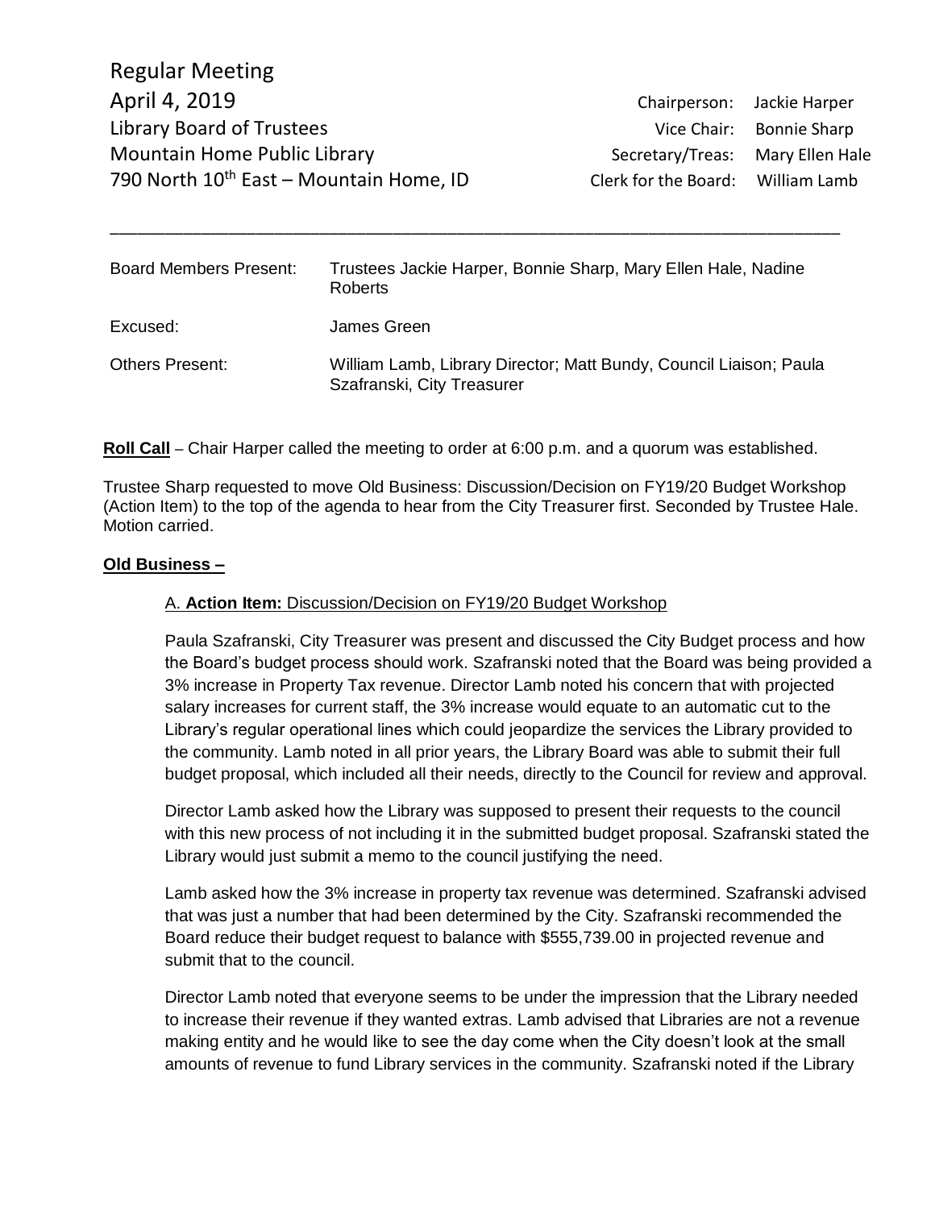# Regular Meeting

April 4, 2019
Library Board of Trustees
Mountain Home Public Library
790 North 10th East – Mountain Home, ID

Chairperson: Jackie Harper
Vice Chair: Bonnie Sharp
Secretary/Treas: Mary Ellen Hale
Clerk for the Board: William Lamb

---

| | |
|---|---|
| Board Members Present: | Trustees Jackie Harper, Bonnie Sharp, Mary Ellen Hale, Nadine Roberts |
| Excused: | James Green |
| Others Present: | William Lamb, Library Director; Matt Bundy, Council Liaison; Paula Szafranski, City Treasurer |

**Roll Call** – Chair Harper called the meeting to order at 6:00 p.m. and a quorum was established.

Trustee Sharp requested to move Old Business: Discussion/Decision on FY19/20 Budget Workshop (Action Item) to the top of the agenda to hear from the City Treasurer first. Seconded by Trustee Hale. Motion carried.

**Old Business –**

A. **Action Item:** Discussion/Decision on FY19/20 Budget Workshop

Paula Szafranski, City Treasurer was present and discussed the City Budget process and how the Board's budget process should work. Szafranski noted that the Board was being provided a 3% increase in Property Tax revenue. Director Lamb noted his concern that with projected salary increases for current staff, the 3% increase would equate to an automatic cut to the Library's regular operational lines which could jeopardize the services the Library provided to the community. Lamb noted in all prior years, the Library Board was able to submit their full budget proposal, which included all their needs, directly to the Council for review and approval.

Director Lamb asked how the Library was supposed to present their requests to the council with this new process of not including it in the submitted budget proposal. Szafranski stated the Library would just submit a memo to the council justifying the need.

Lamb asked how the 3% increase in property tax revenue was determined. Szafranski advised that was just a number that had been determined by the City. Szafranski recommended the Board reduce their budget request to balance with $555,739.00 in projected revenue and submit that to the council.

Director Lamb noted that everyone seems to be under the impression that the Library needed to increase their revenue if they wanted extras. Lamb advised that Libraries are not a revenue making entity and he would like to see the day come when the City doesn't look at the small amounts of revenue to fund Library services in the community. Szafranski noted if the Library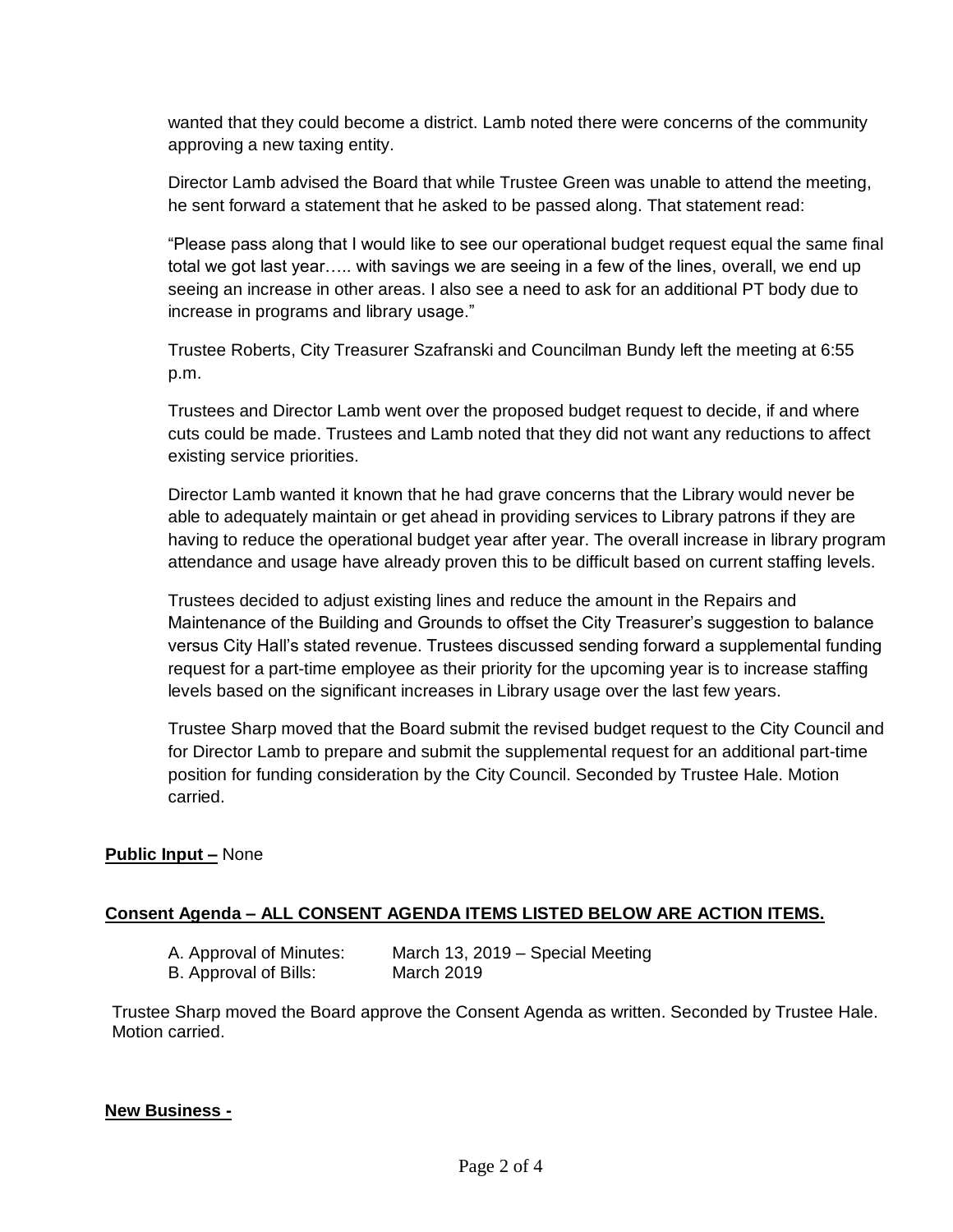wanted that they could become a district. Lamb noted there were concerns of the community approving a new taxing entity.

Director Lamb advised the Board that while Trustee Green was unable to attend the meeting, he sent forward a statement that he asked to be passed along. That statement read:

"Please pass along that I would like to see our operational budget request equal the same final total we got last year….. with savings we are seeing in a few of the lines, overall, we end up seeing an increase in other areas. I also see a need to ask for an additional PT body due to increase in programs and library usage."

Trustee Roberts, City Treasurer Szafranski and Councilman Bundy left the meeting at 6:55 p.m.

Trustees and Director Lamb went over the proposed budget request to decide, if and where cuts could be made. Trustees and Lamb noted that they did not want any reductions to affect existing service priorities.

Director Lamb wanted it known that he had grave concerns that the Library would never be able to adequately maintain or get ahead in providing services to Library patrons if they are having to reduce the operational budget year after year. The overall increase in library program attendance and usage have already proven this to be difficult based on current staffing levels.

Trustees decided to adjust existing lines and reduce the amount in the Repairs and Maintenance of the Building and Grounds to offset the City Treasurer's suggestion to balance versus City Hall's stated revenue. Trustees discussed sending forward a supplemental funding request for a part-time employee as their priority for the upcoming year is to increase staffing levels based on the significant increases in Library usage over the last few years.

Trustee Sharp moved that the Board submit the revised budget request to the City Council and for Director Lamb to prepare and submit the supplemental request for an additional part-time position for funding consideration by the City Council. Seconded by Trustee Hale. Motion carried.

**Public Input –** None

**Consent Agenda – ALL CONSENT AGENDA ITEMS LISTED BELOW ARE ACTION ITEMS.**

A. Approval of Minutes: March 13, 2019 – Special Meeting
B. Approval of Bills: March 2019

Trustee Sharp moved the Board approve the Consent Agenda as written. Seconded by Trustee Hale. Motion carried.

**New Business -**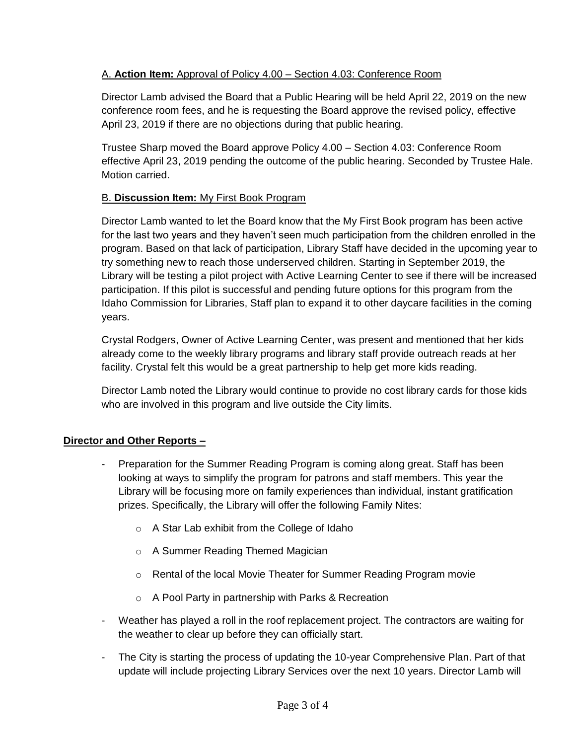A. **Action Item:** Approval of Policy 4.00 – Section 4.03: Conference Room

Director Lamb advised the Board that a Public Hearing will be held April 22, 2019 on the new conference room fees, and he is requesting the Board approve the revised policy, effective April 23, 2019 if there are no objections during that public hearing.

Trustee Sharp moved the Board approve Policy 4.00 – Section 4.03: Conference Room effective April 23, 2019 pending the outcome of the public hearing. Seconded by Trustee Hale. Motion carried.

B. **Discussion Item:** My First Book Program

Director Lamb wanted to let the Board know that the My First Book program has been active for the last two years and they haven't seen much participation from the children enrolled in the program. Based on that lack of participation, Library Staff have decided in the upcoming year to try something new to reach those underserved children. Starting in September 2019, the Library will be testing a pilot project with Active Learning Center to see if there will be increased participation. If this pilot is successful and pending future options for this program from the Idaho Commission for Libraries, Staff plan to expand it to other daycare facilities in the coming years.

Crystal Rodgers, Owner of Active Learning Center, was present and mentioned that her kids already come to the weekly library programs and library staff provide outreach reads at her facility. Crystal felt this would be a great partnership to help get more kids reading.

Director Lamb noted the Library would continue to provide no cost library cards for those kids who are involved in this program and live outside the City limits.

**Director and Other Reports –**

- Preparation for the Summer Reading Program is coming along great. Staff has been looking at ways to simplify the program for patrons and staff members. This year the Library will be focusing more on family experiences than individual, instant gratification prizes. Specifically, the Library will offer the following Family Nites:
  - A Star Lab exhibit from the College of Idaho
  - A Summer Reading Themed Magician
  - Rental of the local Movie Theater for Summer Reading Program movie
  - A Pool Party in partnership with Parks & Recreation
- Weather has played a roll in the roof replacement project. The contractors are waiting for the weather to clear up before they can officially start.
- The City is starting the process of updating the 10-year Comprehensive Plan. Part of that update will include projecting Library Services over the next 10 years. Director Lamb will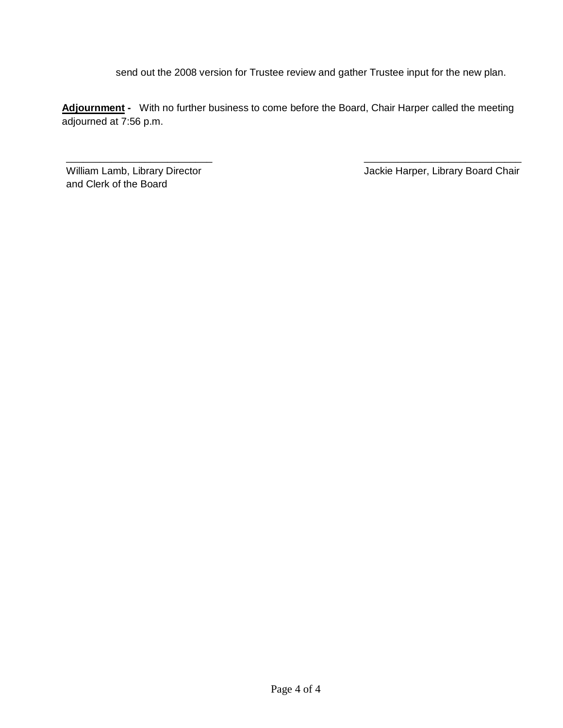send out the 2008 version for Trustee review and gather Trustee input for the new plan.

**Adjournment -** With no further business to come before the Board, Chair Harper called the meeting adjourned at 7:56 p.m.

___________________________
William Lamb, Library Director
and Clerk of the Board

___________________________
Jackie Harper, Library Board Chair